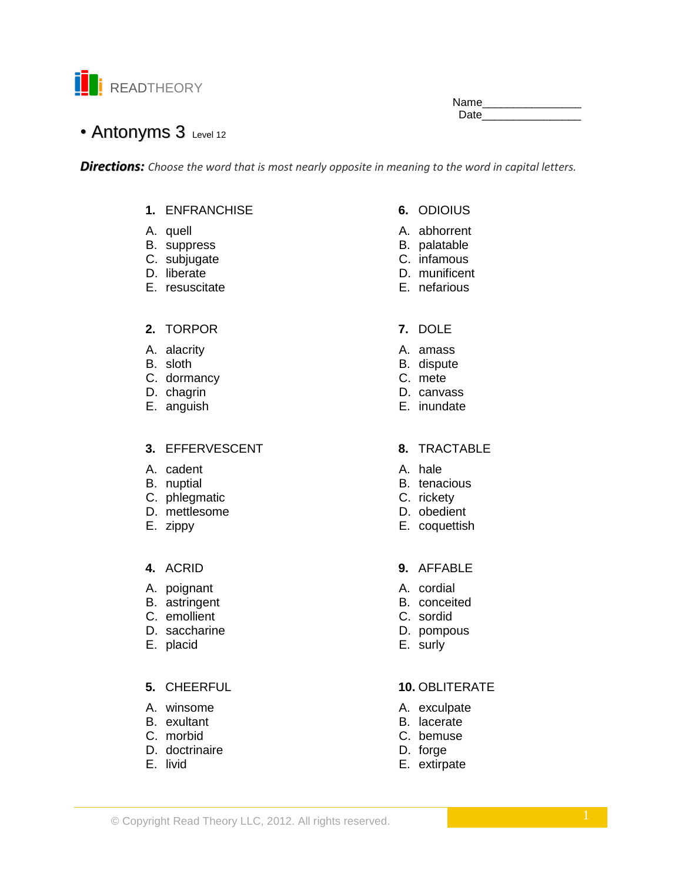READTHEORY

Name________________
Date________________

# • Antonyms 3 Level 12

***Directions:*** *Choose the word that is most nearly opposite in meaning to the word in capital letters.*

**1.** ENFRANCHISE

A. quell
B. suppress
C. subjugate
D. liberate
E. resuscitate

**2.** TORPOR

A. alacrity
B. sloth
C. dormancy
D. chagrin
E. anguish

**3.** EFFERVESCENT

A. cadent
B. nuptial
C. phlegmatic
D. mettlesome
E. zippy

**4.** ACRID

A. poignant
B. astringent
C. emollient
D. saccharine
E. placid

**5.** CHEERFUL

A. winsome
B. exultant
C. morbid
D. doctrinaire
E. livid

**6.** ODIOIUS

A. abhorrent
B. palatable
C. infamous
D. munificent
E. nefarious

**7.** DOLE

A. amass
B. dispute
C. mete
D. canvass
E. inundate

**8.** TRACTABLE

A. hale
B. tenacious
C. rickety
D. obedient
E. coquettish

**9.** AFFABLE

A. cordial
B. conceited
C. sordid
D. pompous
E. surly

**10.** OBLITERATE

A. exculpate
B. lacerate
C. bemuse
D. forge
E. extirpate

© Copyright Read Theory LLC, 2012. All rights reserved.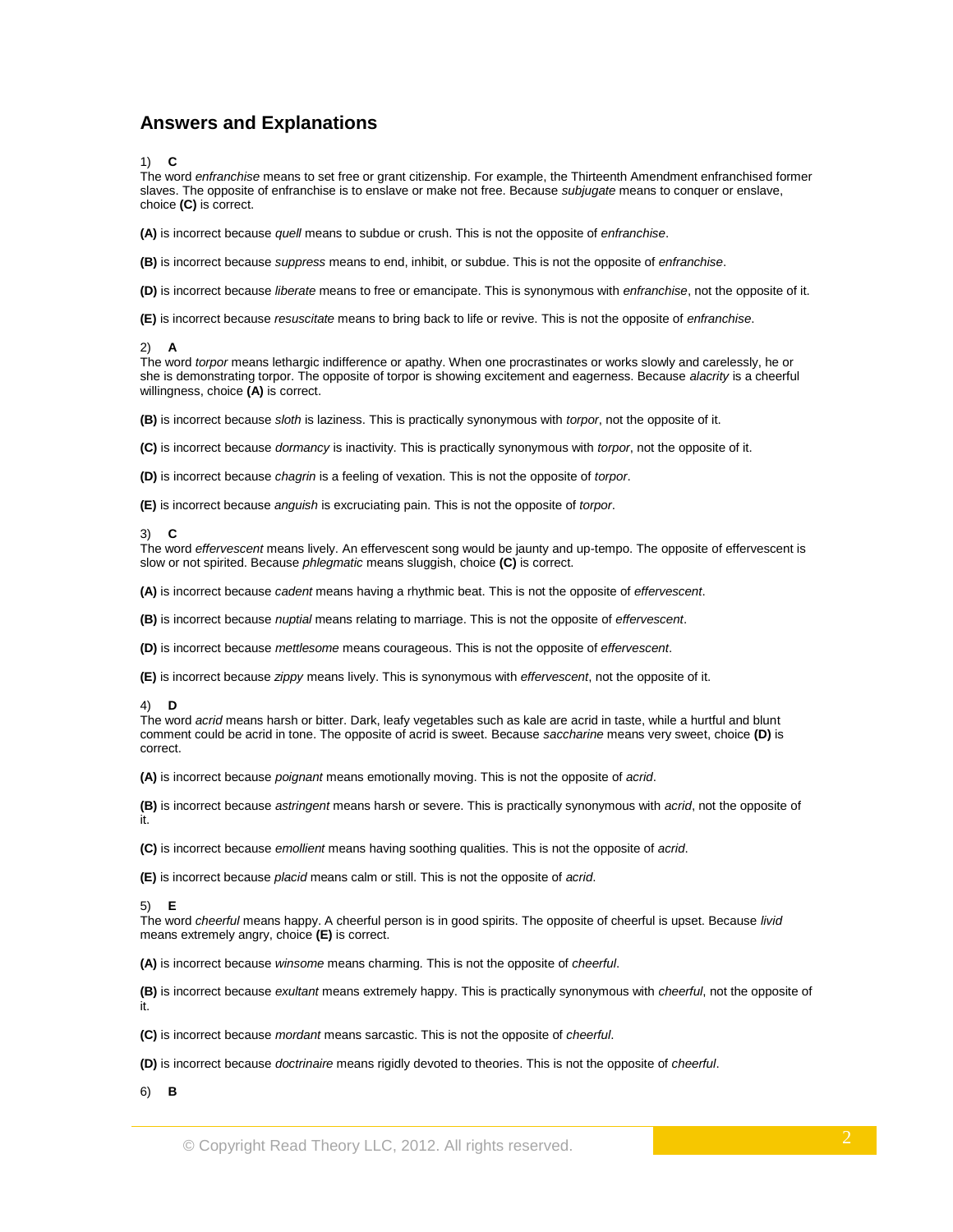## Answers and Explanations

1) **C**

The word *enfranchise* means to set free or grant citizenship. For example, the Thirteenth Amendment enfranchised former slaves. The opposite of enfranchise is to enslave or make not free. Because *subjugate* means to conquer or enslave, choice **(C)** is correct.

**(A)** is incorrect because *quell* means to subdue or crush. This is not the opposite of *enfranchise*.

**(B)** is incorrect because *suppress* means to end, inhibit, or subdue. This is not the opposite of *enfranchise*.

**(D)** is incorrect because *liberate* means to free or emancipate. This is synonymous with *enfranchise*, not the opposite of it.

**(E)** is incorrect because *resuscitate* means to bring back to life or revive. This is not the opposite of *enfranchise*.

2) **A**

The word *torpor* means lethargic indifference or apathy. When one procrastinates or works slowly and carelessly, he or she is demonstrating torpor. The opposite of torpor is showing excitement and eagerness. Because *alacrity* is a cheerful willingness, choice **(A)** is correct.

**(B)** is incorrect because *sloth* is laziness. This is practically synonymous with *torpor*, not the opposite of it.

**(C)** is incorrect because *dormancy* is inactivity. This is practically synonymous with *torpor*, not the opposite of it.

**(D)** is incorrect because *chagrin* is a feeling of vexation. This is not the opposite of *torpor*.

**(E)** is incorrect because *anguish* is excruciating pain. This is not the opposite of *torpor*.

3) **C**

The word *effervescent* means lively. An effervescent song would be jaunty and up-tempo. The opposite of effervescent is slow or not spirited. Because *phlegmatic* means sluggish, choice **(C)** is correct.

**(A)** is incorrect because *cadent* means having a rhythmic beat. This is not the opposite of *effervescent*.

**(B)** is incorrect because *nuptial* means relating to marriage. This is not the opposite of *effervescent*.

**(D)** is incorrect because *mettlesome* means courageous. This is not the opposite of *effervescent*.

**(E)** is incorrect because *zippy* means lively. This is synonymous with *effervescent*, not the opposite of it.

4) **D**

The word *acrid* means harsh or bitter. Dark, leafy vegetables such as kale are acrid in taste, while a hurtful and blunt comment could be acrid in tone. The opposite of acrid is sweet. Because *saccharine* means very sweet, choice **(D)** is correct.

**(A)** is incorrect because *poignant* means emotionally moving. This is not the opposite of *acrid*.

**(B)** is incorrect because *astringent* means harsh or severe. This is practically synonymous with *acrid*, not the opposite of it.

**(C)** is incorrect because *emollient* means having soothing qualities. This is not the opposite of *acrid*.

**(E)** is incorrect because *placid* means calm or still. This is not the opposite of *acrid*.

5) **E**

The word *cheerful* means happy. A cheerful person is in good spirits. The opposite of cheerful is upset. Because *livid* means extremely angry, choice **(E)** is correct.

**(A)** is incorrect because *winsome* means charming. This is not the opposite of *cheerful*.

**(B)** is incorrect because *exultant* means extremely happy. This is practically synonymous with *cheerful*, not the opposite of it.

**(C)** is incorrect because *mordant* means sarcastic. This is not the opposite of *cheerful*.

**(D)** is incorrect because *doctrinaire* means rigidly devoted to theories. This is not the opposite of *cheerful*.

6) **B**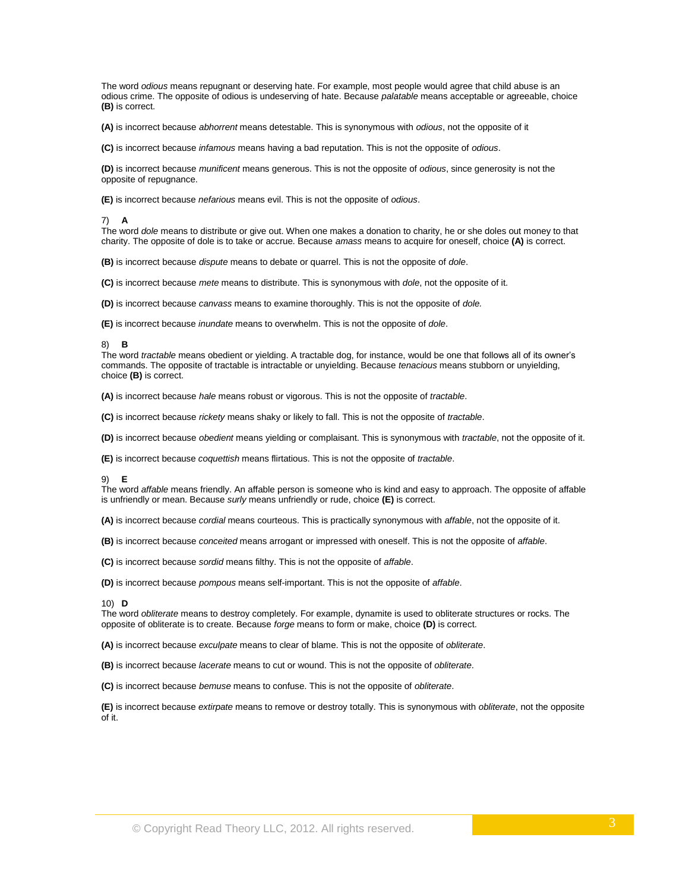The word *odious* means repugnant or deserving hate. For example, most people would agree that child abuse is an odious crime. The opposite of odious is undeserving of hate. Because *palatable* means acceptable or agreeable, choice **(B)** is correct.

**(A)** is incorrect because *abhorrent* means detestable. This is synonymous with *odious*, not the opposite of it

**(C)** is incorrect because *infamous* means having a bad reputation. This is not the opposite of *odious*.

**(D)** is incorrect because *munificent* means generous. This is not the opposite of *odious*, since generosity is not the opposite of repugnance.

**(E)** is incorrect because *nefarious* means evil. This is not the opposite of *odious*.

7) **A**
The word *dole* means to distribute or give out. When one makes a donation to charity, he or she doles out money to that charity. The opposite of dole is to take or accrue. Because *amass* means to acquire for oneself, choice **(A)** is correct.

**(B)** is incorrect because *dispute* means to debate or quarrel. This is not the opposite of *dole*.

**(C)** is incorrect because *mete* means to distribute. This is synonymous with *dole*, not the opposite of it.

**(D)** is incorrect because *canvass* means to examine thoroughly. This is not the opposite of *dole.*

**(E)** is incorrect because *inundate* means to overwhelm. This is not the opposite of *dole*.

8) **B**
The word *tractable* means obedient or yielding. A tractable dog, for instance, would be one that follows all of its owner's commands. The opposite of tractable is intractable or unyielding. Because *tenacious* means stubborn or unyielding, choice **(B)** is correct.

**(A)** is incorrect because *hale* means robust or vigorous. This is not the opposite of *tractable*.

**(C)** is incorrect because *rickety* means shaky or likely to fall. This is not the opposite of *tractable*.

**(D)** is incorrect because *obedient* means yielding or complaisant. This is synonymous with *tractable*, not the opposite of it.

**(E)** is incorrect because *coquettish* means flirtatious. This is not the opposite of *tractable*.

9) **E**
The word *affable* means friendly. An affable person is someone who is kind and easy to approach. The opposite of affable is unfriendly or mean. Because *surly* means unfriendly or rude, choice **(E)** is correct.

**(A)** is incorrect because *cordial* means courteous. This is practically synonymous with *affable*, not the opposite of it.

**(B)** is incorrect because *conceited* means arrogant or impressed with oneself. This is not the opposite of *affable*.

**(C)** is incorrect because *sordid* means filthy. This is not the opposite of *affable*.

**(D)** is incorrect because *pompous* means self-important. This is not the opposite of *affable*.

10) **D**
The word *obliterate* means to destroy completely. For example, dynamite is used to obliterate structures or rocks. The opposite of obliterate is to create. Because *forge* means to form or make, choice **(D)** is correct.

**(A)** is incorrect because *exculpate* means to clear of blame. This is not the opposite of *obliterate*.

**(B)** is incorrect because *lacerate* means to cut or wound. This is not the opposite of *obliterate*.

**(C)** is incorrect because *bemuse* means to confuse. This is not the opposite of *obliterate*.

**(E)** is incorrect because *extirpate* means to remove or destroy totally. This is synonymous with *obliterate*, not the opposite of it.

© Copyright Read Theory LLC, 2012. All rights reserved.